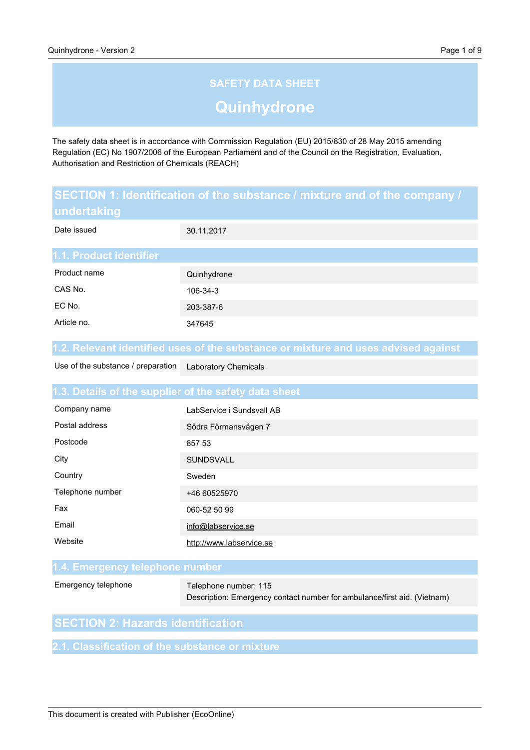# SAFETY DATA SHEET

# Quinhydrone

The safety data sheet is in accordance with Commission Regulation (EU) 2015/830 of 28 May 2015 amending Regulation (EC) No 1907/2006 of the European Parliament and of the Council on the Registration, Evaluation, Authorisation and Restriction of Chemicals (REACH)

## SECTION 1: Identification of the substance / mixture and of the company / undertaking

| | |
|---|---|
| Date issued | 30.11.2017 |

### 1.1. Product identifier

| | |
|---|---|
| Product name | Quinhydrone |
| CAS No. | 106-34-3 |
| EC No. | 203-387-6 |
| Article no. | 347645 |

### 1.2. Relevant identified uses of the substance or mixture and uses advised against

| | |
|---|---|
| Use of the substance / preparation | Laboratory Chemicals |

### 1.3. Details of the supplier of the safety data sheet

| | |
|---|---|
| Company name | LabService i Sundsvall AB |
| Postal address | Södra Förmansvägen 7 |
| Postcode | 857 53 |
| City | SUNDSVALL |
| Country | Sweden |
| Telephone number | +46 60525970 |
| Fax | 060-52 50 99 |
| Email | info@labservice.se |
| Website | http://www.labservice.se |

### 1.4. Emergency telephone number

| | |
|---|---|
| Emergency telephone | Telephone number: 115<br>Description: Emergency contact number for ambulance/first aid. (Vietnam) |

## SECTION 2: Hazards identification

### 2.1. Classification of the substance or mixture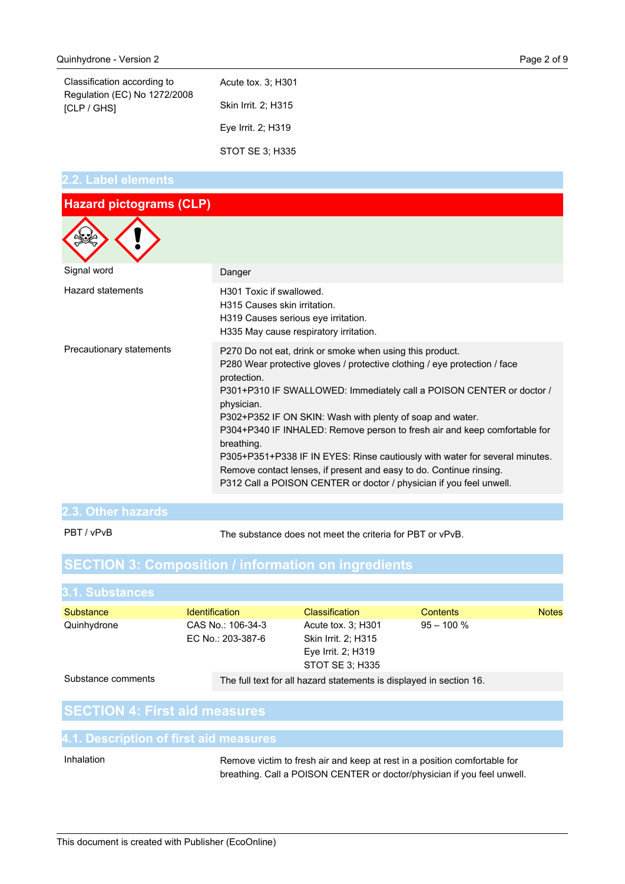| | |
|---|---|
| Classification according to Regulation (EC) No 1272/2008 [CLP / GHS] | Acute tox. 3; H301<br>Skin Irrit. 2; H315<br>Eye Irrit. 2; H319<br>STOT SE 3; H335 |

## 2.2. Label elements

### Hazard pictograms (CLP)

| | |
|---|---|
| Signal word | Danger |
| Hazard statements | H301 Toxic if swallowed.<br>H315 Causes skin irritation.<br>H319 Causes serious eye irritation.<br>H335 May cause respiratory irritation. |
| Precautionary statements | P270 Do not eat, drink or smoke when using this product.<br>P280 Wear protective gloves / protective clothing / eye protection / face protection.<br>P301+P310 IF SWALLOWED: Immediately call a POISON CENTER or doctor / physician.<br>P302+P352 IF ON SKIN: Wash with plenty of soap and water.<br>P304+P340 IF INHALED: Remove person to fresh air and keep comfortable for breathing.<br>P305+P351+P338 IF IN EYES: Rinse cautiously with water for several minutes. Remove contact lenses, if present and easy to do. Continue rinsing.<br>P312 Call a POISON CENTER or doctor / physician if you feel unwell. |

## 2.3. Other hazards

| | |
|---|---|
| PBT / vPvB | The substance does not meet the criteria for PBT or vPvB. |

# SECTION 3: Composition / information on ingredients

## 3.1. Substances

| Substance | Identification | Classification | Contents | Notes |
|---|---|---|---|---|
| Quinhydrone | CAS No.: 106-34-3<br>EC No.: 203-387-6 | Acute tox. 3; H301<br>Skin Irrit. 2; H315<br>Eye Irrit. 2; H319<br>STOT SE 3; H335 | 95 – 100 % | |

| | |
|---|---|
| Substance comments | The full text for all hazard statements is displayed in section 16. |

# SECTION 4: First aid measures

## 4.1. Description of first aid measures

| | |
|---|---|
| Inhalation | Remove victim to fresh air and keep at rest in a position comfortable for breathing. Call a POISON CENTER or doctor/physician if you feel unwell. |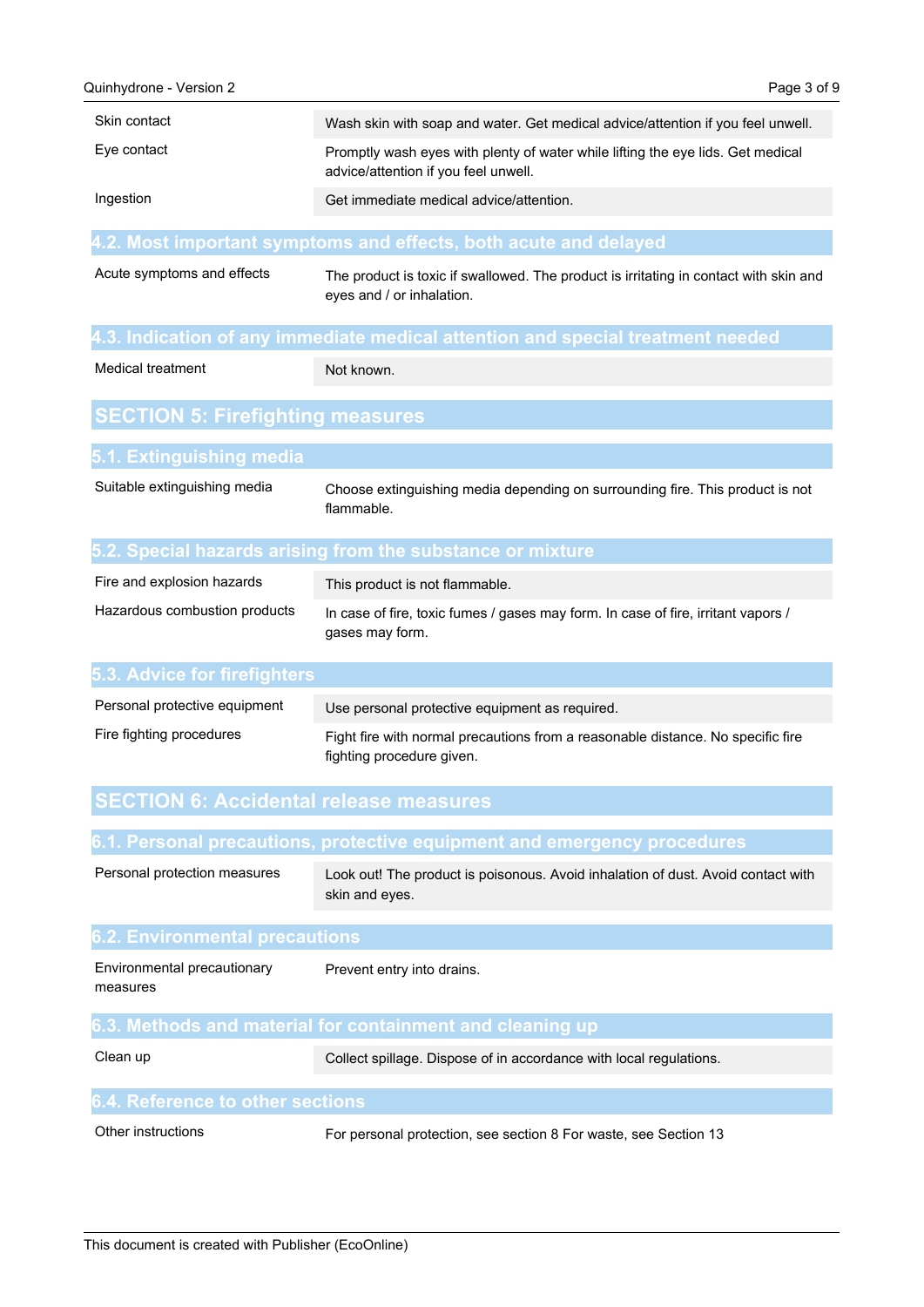| | |
|---|---|
| Skin contact | Wash skin with soap and water. Get medical advice/attention if you feel unwell. |
| Eye contact | Promptly wash eyes with plenty of water while lifting the eye lids. Get medical advice/attention if you feel unwell. |
| Ingestion | Get immediate medical advice/attention. |

### 4.2. Most important symptoms and effects, both acute and delayed

| | |
|---|---|
| Acute symptoms and effects | The product is toxic if swallowed. The product is irritating in contact with skin and eyes and / or inhalation. |

### 4.3. Indication of any immediate medical attention and special treatment needed

| | |
|---|---|
| Medical treatment | Not known. |

## SECTION 5: Firefighting measures

### 5.1. Extinguishing media

| | |
|---|---|
| Suitable extinguishing media | Choose extinguishing media depending on surrounding fire. This product is not flammable. |

### 5.2. Special hazards arising from the substance or mixture

| | |
|---|---|
| Fire and explosion hazards | This product is not flammable. |
| Hazardous combustion products | In case of fire, toxic fumes / gases may form. In case of fire, irritant vapors / gases may form. |

### 5.3. Advice for firefighters

| | |
|---|---|
| Personal protective equipment | Use personal protective equipment as required. |
| Fire fighting procedures | Fight fire with normal precautions from a reasonable distance. No specific fire fighting procedure given. |

## SECTION 6: Accidental release measures

### 6.1. Personal precautions, protective equipment and emergency procedures

| | |
|---|---|
| Personal protection measures | Look out! The product is poisonous. Avoid inhalation of dust. Avoid contact with skin and eyes. |

### 6.2. Environmental precautions

| | |
|---|---|
| Environmental precautionary measures | Prevent entry into drains. |

### 6.3. Methods and material for containment and cleaning up

| | |
|---|---|
| Clean up | Collect spillage. Dispose of in accordance with local regulations. |

### 6.4. Reference to other sections

| | |
|---|---|
| Other instructions | For personal protection, see section 8 For waste, see Section 13 |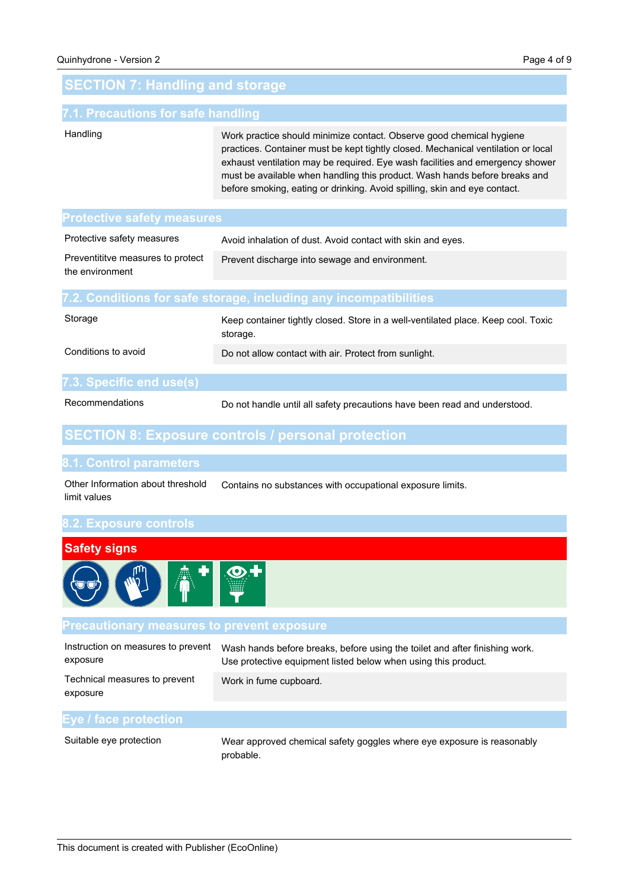## SECTION 7: Handling and storage

### 7.1. Precautions for safe handling

| | |
|---|---|
| Handling | Work practice should minimize contact. Observe good chemical hygiene practices. Container must be kept tightly closed. Mechanical ventilation or local exhaust ventilation may be required. Eye wash facilities and emergency shower must be available when handling this product. Wash hands before breaks and before smoking, eating or drinking. Avoid spilling, skin and eye contact. |

### Protective safety measures

| | |
|---|---|
| Protective safety measures | Avoid inhalation of dust. Avoid contact with skin and eyes. |
| Preventititve measures to protect the environment | Prevent discharge into sewage and environment. |

### 7.2. Conditions for safe storage, including any incompatibilities

| | |
|---|---|
| Storage | Keep container tightly closed. Store in a well-ventilated place. Keep cool. Toxic storage. |
| Conditions to avoid | Do not allow contact with air. Protect from sunlight. |

### 7.3. Specific end use(s)

| | |
|---|---|
| Recommendations | Do not handle until all safety precautions have been read and understood. |

## SECTION 8: Exposure controls / personal protection

### 8.1. Control parameters

| | |
|---|---|
| Other Information about threshold limit values | Contains no substances with occupational exposure limits. |

### 8.2. Exposure controls

**Safety signs**

### Precautionary measures to prevent exposure

| | |
|---|---|
| Instruction on measures to prevent exposure | Wash hands before breaks, before using the toilet and after finishing work. Use protective equipment listed below when using this product. |
| Technical measures to prevent exposure | Work in fume cupboard. |

### Eye / face protection

| | |
|---|---|
| Suitable eye protection | Wear approved chemical safety goggles where eye exposure is reasonably probable. |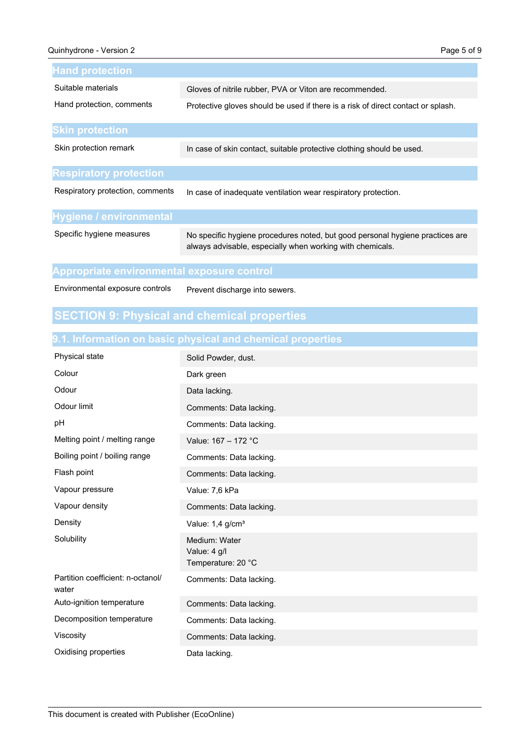### Hand protection

| | |
|---|---|
| Suitable materials | Gloves of nitrile rubber, PVA or Viton are recommended. |
| Hand protection, comments | Protective gloves should be used if there is a risk of direct contact or splash. |

### Skin protection

| | |
|---|---|
| Skin protection remark | In case of skin contact, suitable protective clothing should be used. |

### Respiratory protection

| | |
|---|---|
| Respiratory protection, comments | In case of inadequate ventilation wear respiratory protection. |

### Hygiene / environmental

| | |
|---|---|
| Specific hygiene measures | No specific hygiene procedures noted, but good personal hygiene practices are always advisable, especially when working with chemicals. |

### Appropriate environmental exposure control

| | |
|---|---|
| Environmental exposure controls | Prevent discharge into sewers. |

## SECTION 9: Physical and chemical properties

### 9.1. Information on basic physical and chemical properties

| | |
|---|---|
| Physical state | Solid Powder, dust. |
| Colour | Dark green |
| Odour | Data lacking. |
| Odour limit | Comments: Data lacking. |
| pH | Comments: Data lacking. |
| Melting point / melting range | Value: 167 – 172 °C |
| Boiling point / boiling range | Comments: Data lacking. |
| Flash point | Comments: Data lacking. |
| Vapour pressure | Value: 7,6 kPa |
| Vapour density | Comments: Data lacking. |
| Density | Value: 1,4 g/cm³ |
| Solubility | Medium: Water<br>Value: 4 g/l<br>Temperature: 20 °C |
| Partition coefficient: n-octanol/ water | Comments: Data lacking. |
| Auto-ignition temperature | Comments: Data lacking. |
| Decomposition temperature | Comments: Data lacking. |
| Viscosity | Comments: Data lacking. |
| Oxidising properties | Data lacking. |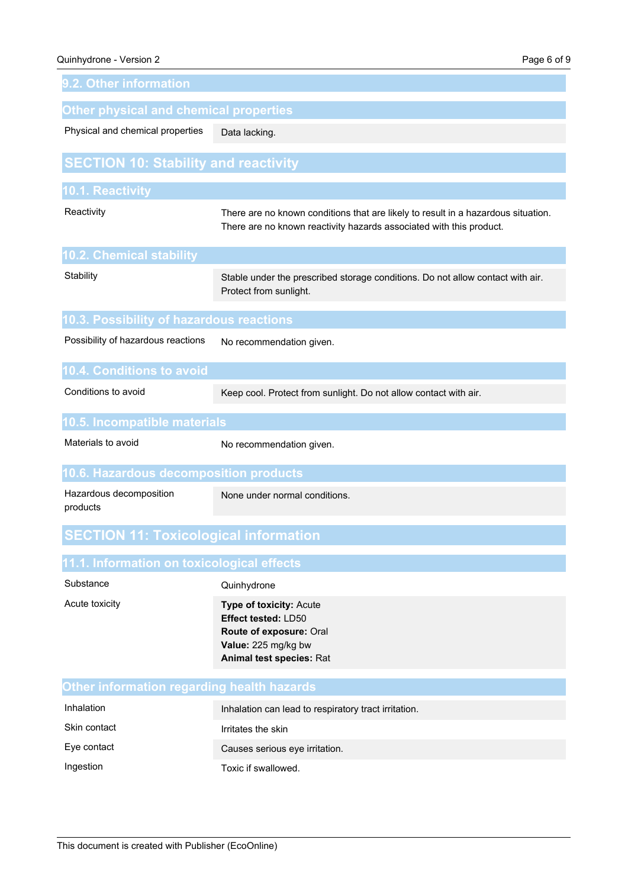### 9.2. Other information

#### Other physical and chemical properties

| | |
|---|---|
| Physical and chemical properties | Data lacking. |

## SECTION 10: Stability and reactivity

### 10.1. Reactivity

| | |
|---|---|
| Reactivity | There are no known conditions that are likely to result in a hazardous situation. There are no known reactivity hazards associated with this product. |

### 10.2. Chemical stability

| | |
|---|---|
| Stability | Stable under the prescribed storage conditions. Do not allow contact with air. Protect from sunlight. |

### 10.3. Possibility of hazardous reactions

| | |
|---|---|
| Possibility of hazardous reactions | No recommendation given. |

### 10.4. Conditions to avoid

| | |
|---|---|
| Conditions to avoid | Keep cool. Protect from sunlight. Do not allow contact with air. |

### 10.5. Incompatible materials

| | |
|---|---|
| Materials to avoid | No recommendation given. |

### 10.6. Hazardous decomposition products

| | |
|---|---|
| Hazardous decomposition products | None under normal conditions. |

## SECTION 11: Toxicological information

### 11.1. Information on toxicological effects

| | |
|---|---|
| Substance | Quinhydrone |
| Acute toxicity | **Type of toxicity:** Acute<br>**Effect tested:** LD50<br>**Route of exposure:** Oral<br>**Value:** 225 mg/kg bw<br>**Animal test species:** Rat |

#### Other information regarding health hazards

| | |
|---|---|
| Inhalation | Inhalation can lead to respiratory tract irritation. |
| Skin contact | Irritates the skin |
| Eye contact | Causes serious eye irritation. |
| Ingestion | Toxic if swallowed. |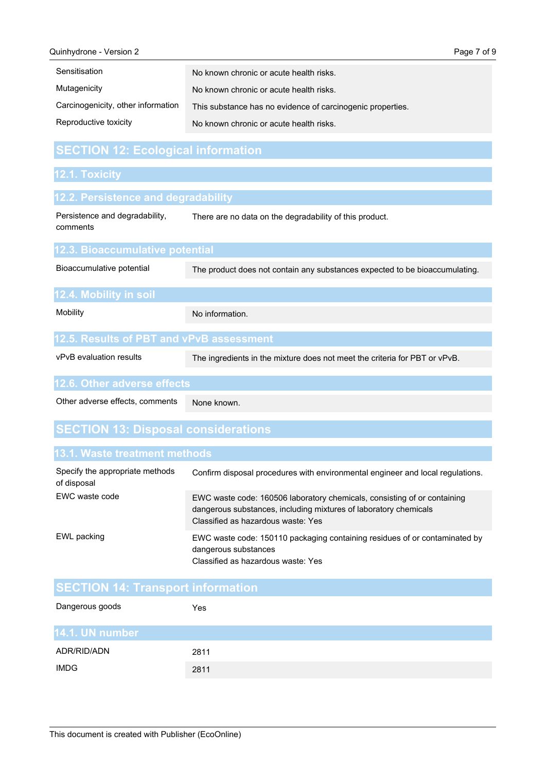| | |
|---|---|
| Sensitisation | No known chronic or acute health risks. |
| Mutagenicity | No known chronic or acute health risks. |
| Carcinogenicity, other information | This substance has no evidence of carcinogenic properties. |
| Reproductive toxicity | No known chronic or acute health risks. |

## SECTION 12: Ecological information

### 12.1. Toxicity

### 12.2. Persistence and degradability

| | |
|---|---|
| Persistence and degradability, comments | There are no data on the degradability of this product. |

### 12.3. Bioaccumulative potential

| | |
|---|---|
| Bioaccumulative potential | The product does not contain any substances expected to be bioaccumulating. |

### 12.4. Mobility in soil

| | |
|---|---|
| Mobility | No information. |

### 12.5. Results of PBT and vPvB assessment

| | |
|---|---|
| vPvB evaluation results | The ingredients in the mixture does not meet the criteria for PBT or vPvB. |

### 12.6. Other adverse effects

| | |
|---|---|
| Other adverse effects, comments | None known. |

## SECTION 13: Disposal considerations

### 13.1. Waste treatment methods

| | |
|---|---|
| Specify the appropriate methods of disposal | Confirm disposal procedures with environmental engineer and local regulations. |
| EWC waste code | EWC waste code: 160506 laboratory chemicals, consisting of or containing dangerous substances, including mixtures of laboratory chemicals<br>Classified as hazardous waste: Yes |
| EWL packing | EWC waste code: 150110 packaging containing residues of or contaminated by dangerous substances<br>Classified as hazardous waste: Yes |

## SECTION 14: Transport information

| | |
|---|---|
| Dangerous goods | Yes |

### 14.1. UN number

| | |
|---|---|
| ADR/RID/ADN | 2811 |
| IMDG | 2811 |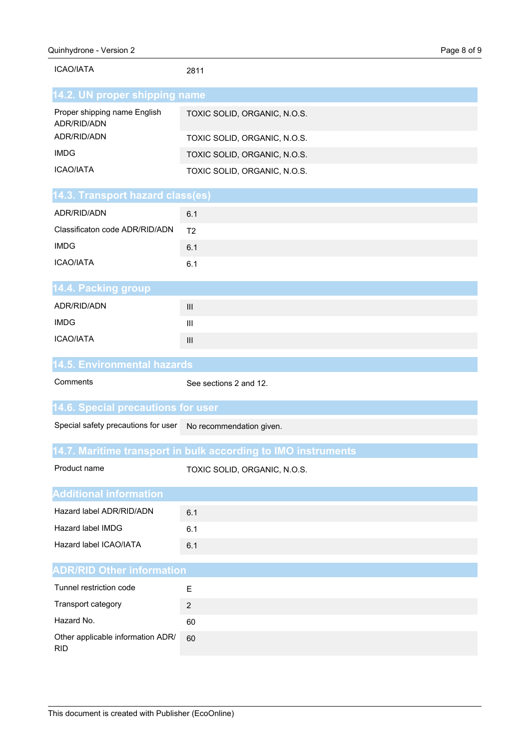| | |
|---|---|
| ICAO/IATA | 2811 |

## 14.2. UN proper shipping name

| | |
|---|---|
| Proper shipping name English ADR/RID/ADN | TOXIC SOLID, ORGANIC, N.O.S. |
| ADR/RID/ADN | TOXIC SOLID, ORGANIC, N.O.S. |
| IMDG | TOXIC SOLID, ORGANIC, N.O.S. |
| ICAO/IATA | TOXIC SOLID, ORGANIC, N.O.S. |

## 14.3. Transport hazard class(es)

| | |
|---|---|
| ADR/RID/ADN | 6.1 |
| Classificaton code ADR/RID/ADN | T2 |
| IMDG | 6.1 |
| ICAO/IATA | 6.1 |

## 14.4. Packing group

| | |
|---|---|
| ADR/RID/ADN | III |
| IMDG | III |
| ICAO/IATA | III |

## 14.5. Environmental hazards

| | |
|---|---|
| Comments | See sections 2 and 12. |

## 14.6. Special precautions for user

| | |
|---|---|
| Special safety precautions for user | No recommendation given. |

## 14.7. Maritime transport in bulk according to IMO instruments

| | |
|---|---|
| Product name | TOXIC SOLID, ORGANIC, N.O.S. |

## Additional information

| | |
|---|---|
| Hazard label ADR/RID/ADN | 6.1 |
| Hazard label IMDG | 6.1 |
| Hazard label ICAO/IATA | 6.1 |

## ADR/RID Other information

| | |
|---|---|
| Tunnel restriction code | E |
| Transport category | 2 |
| Hazard No. | 60 |
| Other applicable information ADR/RID | 60 |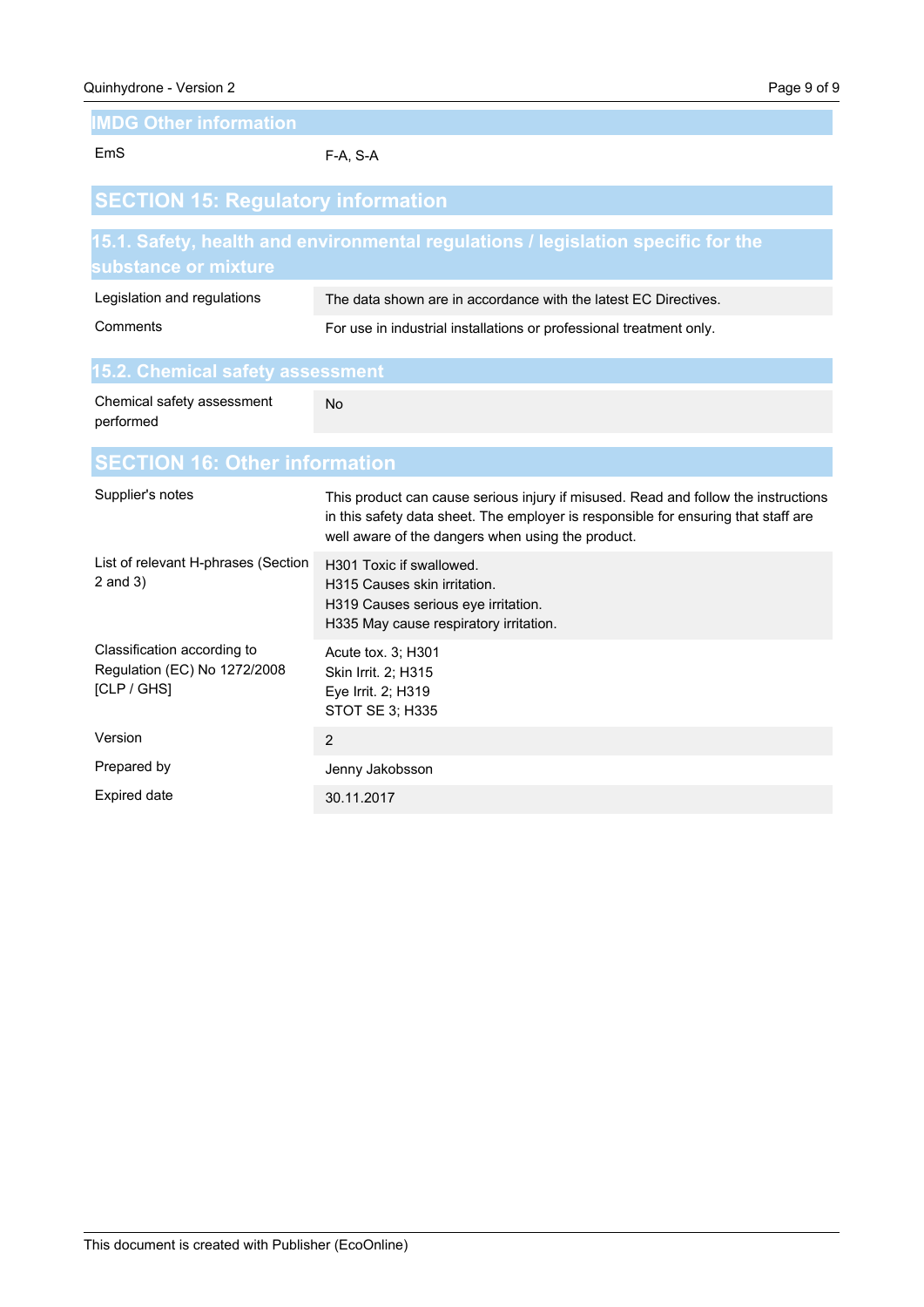### IMDG Other information

| | |
|---|---|
| EmS | F-A, S-A |

## SECTION 15: Regulatory information

### 15.1. Safety, health and environmental regulations / legislation specific for the substance or mixture

| | |
|---|---|
| Legislation and regulations | The data shown are in accordance with the latest EC Directives. |
| Comments | For use in industrial installations or professional treatment only. |

### 15.2. Chemical safety assessment

| | |
|---|---|
| Chemical safety assessment performed | No |

## SECTION 16: Other information

| | |
|---|---|
| Supplier's notes | This product can cause serious injury if misused. Read and follow the instructions in this safety data sheet. The employer is responsible for ensuring that staff are well aware of the dangers when using the product. |
| List of relevant H-phrases (Section 2 and 3) | H301 Toxic if swallowed.<br>H315 Causes skin irritation.<br>H319 Causes serious eye irritation.<br>H335 May cause respiratory irritation. |
| Classification according to Regulation (EC) No 1272/2008 [CLP / GHS] | Acute tox. 3; H301<br>Skin Irrit. 2; H315<br>Eye Irrit. 2; H319<br>STOT SE 3; H335 |
| Version | 2 |
| Prepared by | Jenny Jakobsson |
| Expired date | 30.11.2017 |